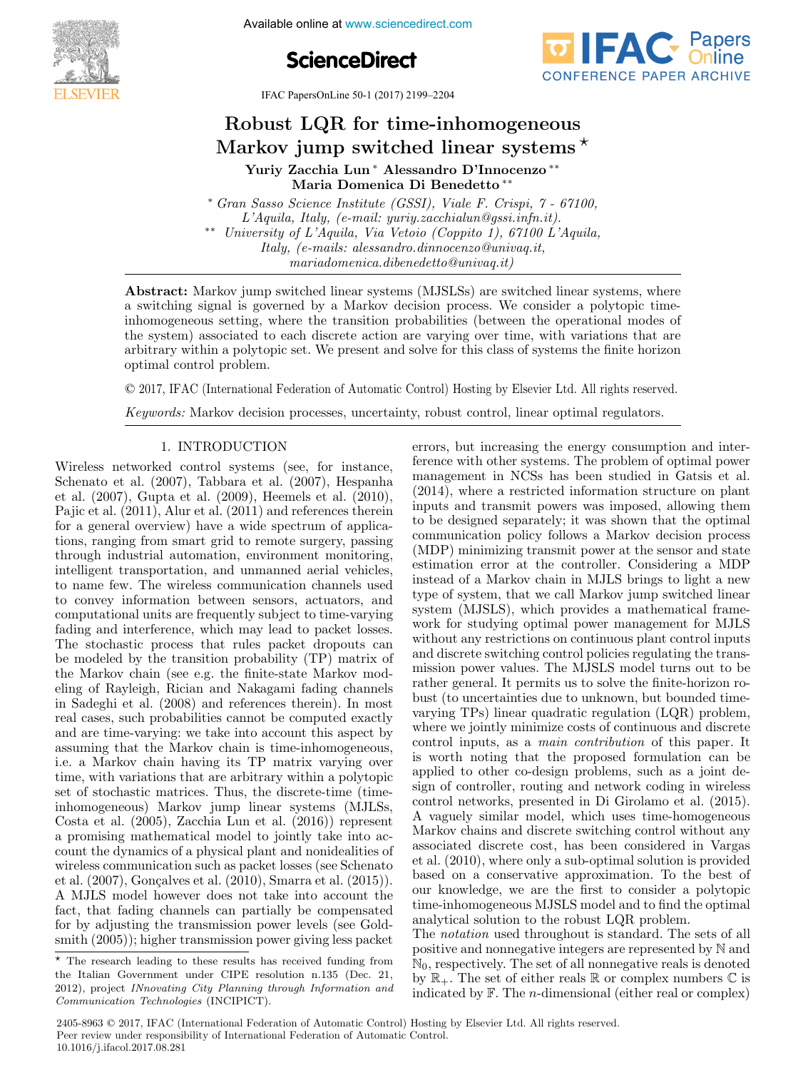# Robust LQR for time-inhomogeneous Markov jump switched linear systems *

**Yuriy Zacchia Lun* Alessandro D'Innocenzo** Maria Domenica Di Benedetto****

* *Gran Sasso Science Institute (GSSI), Viale F. Crispi, 7 - 67100, L'Aquila, Italy, (e-mail: yuriy.zacchialun@gssi.infn.it).*

** *University of L'Aquila, Via Vetoio (Coppito 1), 67100 L'Aquila, Italy, (e-mails: alessandro.dinnocenzo@univaq.it, mariadomenica.dibenedetto@univaq.it)*

**Abstract:** Markov jump switched linear systems (MJSLSs) are switched linear systems, where a switching signal is governed by a Markov decision process. We consider a polytopic time-inhomogeneous setting, where the transition probabilities (between the operational modes of the system) associated to each discrete action are varying over time, with variations that are arbitrary within a polytopic set. We present and solve for this class of systems the finite horizon optimal control problem.

© 2017, IFAC (International Federation of Automatic Control) Hosting by Elsevier Ltd. All rights reserved.

*Keywords:* Markov decision processes, uncertainty, robust control, linear optimal regulators.

## 1. INTRODUCTION

Wireless networked control systems (see, for instance, Schenato et al. (2007), Tabbara et al. (2007), Hespanha et al. (2007), Gupta et al. (2009), Heemels et al. (2010), Pajic et al. (2011), Alur et al. (2011) and references therein for a general overview) have a wide spectrum of applications, ranging from smart grid to remote surgery, passing through industrial automation, environment monitoring, intelligent transportation, and unmanned aerial vehicles, to name few. The wireless communication channels used to convey information between sensors, actuators, and computational units are frequently subject to time-varying fading and interference, which may lead to packet losses. The stochastic process that rules packet dropouts can be modeled by the transition probability (TP) matrix of the Markov chain (see e.g. the finite-state Markov modeling of Rayleigh, Rician and Nakagami fading channels in Sadeghi et al. (2008) and references therein). In most real cases, such probabilities cannot be computed exactly and are time-varying: we take into account this aspect by assuming that the Markov chain is time-inhomogeneous, i.e. a Markov chain having its TP matrix varying over time, with variations that are arbitrary within a polytopic set of stochastic matrices. Thus, the discrete-time (time-inhomogeneous) Markov jump linear systems (MJLSs, Costa et al. (2005), Zacchia Lun et al. (2016)) represent a promising mathematical model to jointly take into account the dynamics of a physical plant and nonidealities of wireless communication such as packet losses (see Schenato et al. (2007), Gonçalves et al. (2010), Smarra et al. (2015)). A MJLS model however does not take into account the fact, that fading channels can partially be compensated for by adjusting the transmission power levels (see Goldsmith (2005)); higher transmission power giving less packet errors, but increasing the energy consumption and interference with other systems. The problem of optimal power management in NCSs has been studied in Gatsis et al. (2014), where a restricted information structure on plant inputs and transmit powers was imposed, allowing them to be designed separately; it was shown that the optimal communication policy follows a Markov decision process (MDP) minimizing transmit power at the sensor and state estimation error at the controller. Considering a MDP instead of a Markov chain in MJLS brings to light a new type of system, that we call Markov jump switched linear system (MJSLS), which provides a mathematical framework for studying optimal power management for MJLS without any restrictions on continuous plant control inputs and discrete switching control policies regulating the transmission power values. The MJSLS model turns out to be rather general. It permits us to solve the finite-horizon robust (to uncertainties due to unknown, but bounded time-varying TPs) linear quadratic regulation (LQR) problem, where we jointly minimize costs of continuous and discrete control inputs, as a *main contribution* of this paper. It is worth noting that the proposed formulation can be applied to other co-design problems, such as a joint design of controller, routing and network coding in wireless control networks, presented in Di Girolamo et al. (2015). A vaguely similar model, which uses time-homogeneous Markov chains and discrete switching control without any associated discrete cost, has been considered in Vargas et al. (2010), where only a sub-optimal solution is provided based on a conservative approximation. To the best of our knowledge, we are the first to consider a polytopic time-inhomogeneous MJSLS model and to find the optimal analytical solution to the robust LQR problem.

The *notation* used throughout is standard. The sets of all positive and nonnegative integers are represented by $\mathbb{N}$ and $\mathbb{N}_0$, respectively. The set of all nonnegative reals is denoted by $\mathbb{R}_+$. The set of either reals $\mathbb{R}$ or complex numbers $\mathbb{C}$ is indicated by $\mathbb{F}$. The $n$-dimensional (either real or complex)

---

* The research leading to these results has received funding from the Italian Government under CIPE resolution n.135 (Dec. 21, 2012), project *INnovating City Planning through Information and Communication Technologies* (INCIPICT).

2405-8963 © 2017, IFAC (International Federation of Automatic Control) Hosting by Elsevier Ltd. All rights reserved.
Peer review under responsibility of International Federation of Automatic Control.
10.1016/j.ifacol.2017.08.281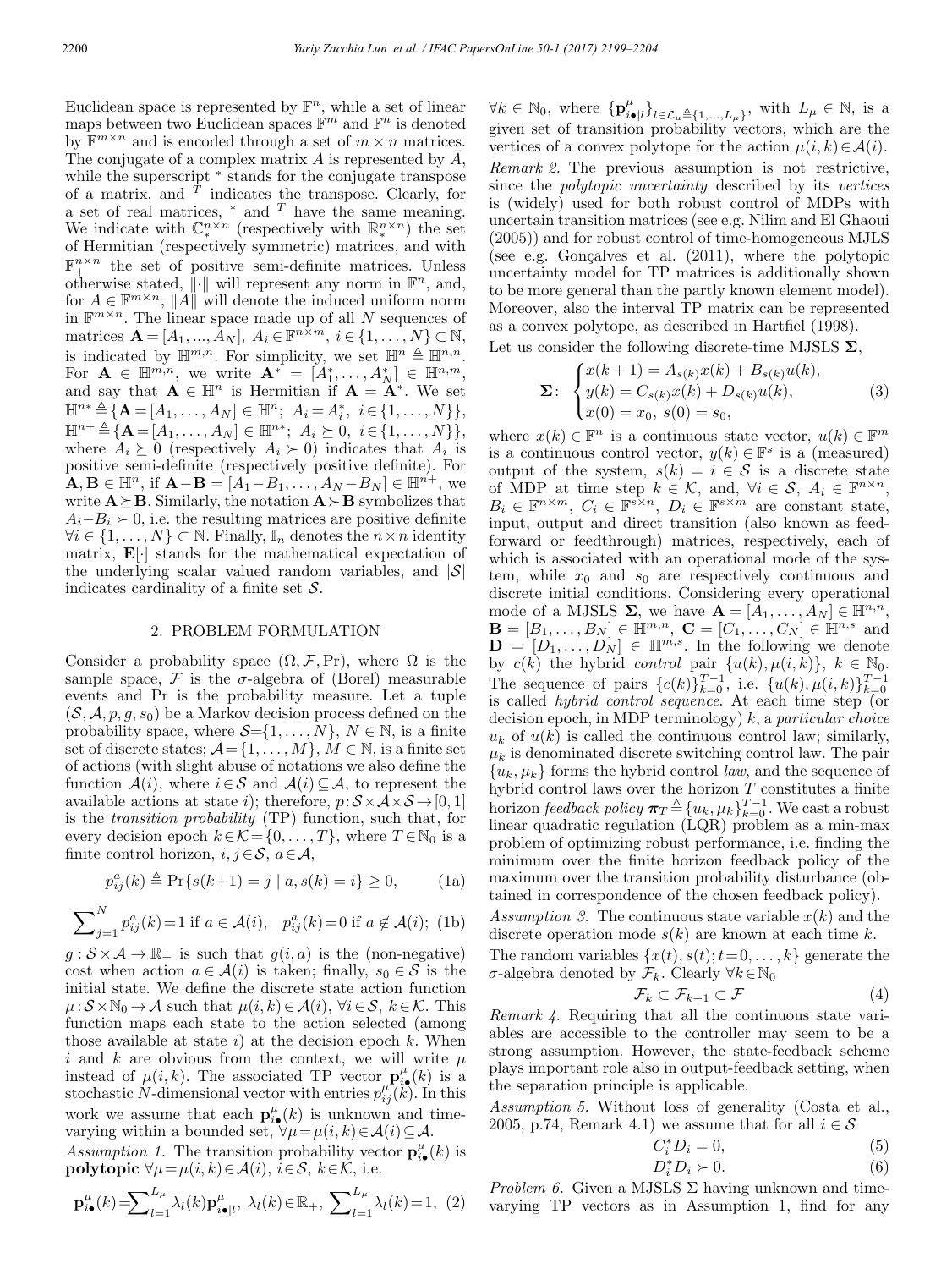Euclidean space is represented by $\mathbb{F}^n$, while a set of linear maps between two Euclidean spaces $\mathbb{F}^m$ and $\mathbb{F}^n$ is denoted by $\mathbb{F}^{m\times n}$ and is encoded through a set of $m \times n$ matrices. The conjugate of a complex matrix $A$ is represented by $\bar{A}$, while the superscript $^*$ stands for the conjugate transpose of a matrix, and $^T$ indicates the transpose. Clearly, for a set of real matrices, $^*$ and $^T$ have the same meaning. We indicate with $\mathbb{C}_*^{n\times n}$ (respectively with $\mathbb{R}_*^{n\times n}$) the set of Hermitian (respectively symmetric) matrices, and with $\mathbb{F}_+^{n\times n}$ the set of positive semi-definite matrices. Unless otherwise stated, $\|\cdot\|$ will represent any norm in $\mathbb{F}^n$, and, for $A \in \mathbb{F}^{m\times n}$, $\|A\|$ will denote the induced uniform norm in $\mathbb{F}^{m\times n}$. The linear space made up of all $N$ sequences of matrices $\mathbf{A} = [A_1, ..., A_N]$, $A_i \in \mathbb{F}^{n\times m}$, $i \in \{1,\ldots,N\} \subset \mathbb{N}$, is indicated by $\mathbb{H}^{m,n}$. For simplicity, we set $\mathbb{H}^n \triangleq \mathbb{H}^{n,n}$. For $\mathbf{A} \in \mathbb{H}^{m,n}$, we write $\mathbf{A}^* = [A_1^*,\ldots,A_N^*] \in \mathbb{H}^{n,m}$, and say that $\mathbf{A} \in \mathbb{H}^n$ is Hermitian if $\mathbf{A} = \mathbf{A}^*$. We set $\mathbb{H}^{n*} \triangleq \{\mathbf{A} = [A_1,\ldots,A_N] \in \mathbb{H}^n;\ A_i = A_i^*,\ i \in \{1,\ldots,N\}\}$, $\mathbb{H}^{n+} \triangleq \{\mathbf{A} = [A_1,\ldots,A_N] \in \mathbb{H}^{n*};\ A_i \succeq 0,\ i \in \{1,\ldots,N\}\}$, where $A_i \succeq 0$ (respectively $A_i \succ 0$) indicates that $A_i$ is positive semi-definite (respectively positive definite). For $\mathbf{A},\mathbf{B} \in \mathbb{H}^n$, if $\mathbf{A}-\mathbf{B} = [A_1-B_1,\ldots,A_N-B_N] \in \mathbb{H}^{n+}$, we write $\mathbf{A}\succeq\mathbf{B}$. Similarly, the notation $\mathbf{A}\succ\mathbf{B}$ symbolizes that $A_i-B_i \succ 0$, i.e. the resulting matrices are positive definite $\forall i \in \{1,\ldots,N\} \subset \mathbb{N}$. Finally, $\mathbb{I}_n$ denotes the $n\times n$ identity matrix, $\mathbf{E}[\cdot]$ stands for the mathematical expectation of the underlying scalar valued random variables, and $|\mathcal{S}|$ indicates cardinality of a finite set $\mathcal{S}$.

## 2. PROBLEM FORMULATION

Consider a probability space $(\Omega, \mathcal{F}, \Pr)$, where $\Omega$ is the sample space, $\mathcal{F}$ is the $\sigma$-algebra of (Borel) measurable events and Pr is the probability measure. Let a tuple $(\mathcal{S}, \mathcal{A}, p, g, s_0)$ be a Markov decision process defined on the probability space, where $\mathcal{S}=\{1,\ldots,N\}$, $N \in \mathbb{N}$, is a finite set of discrete states; $\mathcal{A}=\{1,\ldots,M\}$, $M \in \mathbb{N}$, is a finite set of actions (with slight abuse of notations we also define the function $\mathcal{A}(i)$, where $i\in\mathcal{S}$ and $\mathcal{A}(i)\subseteq\mathcal{A}$, to represent the available actions at state $i$); therefore, $p:\mathcal{S}\times\mathcal{A}\times\mathcal{S}\rightarrow[0,1]$ is the *transition probability* (TP) function, such that, for every decision epoch $k\in\mathcal{K}=\{0,\ldots,T\}$, where $T\in\mathbb{N}_0$ is a finite control horizon, $i,j\in\mathcal{S}$, $a\in\mathcal{A}$,

$$p_{ij}^a(k) \triangleq \Pr\{s(k+1) = j \mid a, s(k) = i\} \geq 0, \tag{1a}$$

$$\sum_{j=1}^N p_{ij}^a(k) = 1 \text{ if } a \in \mathcal{A}(i), \quad p_{ij}^a(k) = 0 \text{ if } a \notin \mathcal{A}(i); \tag{1b}$$

$g:\mathcal{S}\times\mathcal{A}\rightarrow\mathbb{R}_+$ is such that $g(i,a)$ is the (non-negative) cost when action $a\in\mathcal{A}(i)$ is taken; finally, $s_0\in\mathcal{S}$ is the initial state. We define the discrete state action function $\mu:\mathcal{S}\times\mathbb{N}_0\rightarrow\mathcal{A}$ such that $\mu(i,k)\in\mathcal{A}(i)$, $\forall i\in\mathcal{S}$, $k\in\mathcal{K}$. This function maps each state to the action selected (among those available at state $i$) at the decision epoch $k$. When $i$ and $k$ are obvious from the context, we will write $\mu$ instead of $\mu(i,k)$. The associated TP vector $\mathbf{p}_{i\bullet}^\mu(k)$ is a stochastic $N$-dimensional vector with entries $p_{ij}^\mu(k)$. In this work we assume that each $\mathbf{p}_{i\bullet}^\mu(k)$ is unknown and time-varying within a bounded set, $\forall\mu=\mu(i,k)\in\mathcal{A}(i)\subseteq\mathcal{A}$.

*Assumption 1.* The transition probability vector $\mathbf{p}_{i\bullet}^\mu(k)$ is **polytopic** $\forall\mu=\mu(i,k)\in\mathcal{A}(i)$, $i\in\mathcal{S}$, $k\in\mathcal{K}$, i.e.

$$\mathbf{p}_{i\bullet}^\mu(k) = \sum_{l=1}^{L_\mu}\lambda_l(k)\mathbf{p}_{i\bullet|l}^\mu,\ \lambda_l(k)\in\mathbb{R}_+,\ \sum_{l=1}^{L_\mu}\lambda_l(k)=1, \tag{2}$$

$\forall k\in\mathbb{N}_0$, where $\{\mathbf{p}_{i\bullet|l}^\mu\}_{l\in\mathcal{L}_\mu\triangleq\{1,\ldots,L_\mu\}}$, with $L_\mu\in\mathbb{N}$, is a given set of transition probability vectors, which are the vertices of a convex polytope for the action $\mu(i,k)\in\mathcal{A}(i)$.

*Remark 2.* The previous assumption is not restrictive, since the *polytopic uncertainty* described by its *vertices* is (widely) used for both robust control of MDPs with uncertain transition matrices (see e.g. Nilim and El Ghaoui (2005)) and for robust control of time-homogeneous MJLS (see e.g. Gonçalves et al. (2011), where the polytopic uncertainty model for TP matrices is additionally shown to be more general than the partly known element model). Moreover, also the interval TP matrix can be represented as a convex polytope, as described in Hartfiel (1998).

Let us consider the following discrete-time MJSLS $\mathbf{\Sigma}$,

$$\mathbf{\Sigma}\colon\ \begin{cases} x(k+1) = A_{s(k)}x(k) + B_{s(k)}u(k), \\ y(k) = C_{s(k)}x(k) + D_{s(k)}u(k), \\ x(0) = x_0,\ s(0) = s_0, \end{cases} \tag{3}$$

where $x(k)\in\mathbb{F}^n$ is a continuous state vector, $u(k)\in\mathbb{F}^m$ is a continuous control vector, $y(k)\in\mathbb{F}^s$ is a (measured) output of the system, $s(k) = i \in \mathcal{S}$ is a discrete state of MDP at time step $k\in\mathcal{K}$, and, $\forall i\in\mathcal{S}$, $A_i\in\mathbb{F}^{n\times n}$, $B_i\in\mathbb{F}^{n\times m}$, $C_i\in\mathbb{F}^{s\times n}$, $D_i\in\mathbb{F}^{s\times m}$ are constant state, input, output and direct transition (also known as feed-forward or feedthrough) matrices, respectively, each of which is associated with an operational mode of the system, while $x_0$ and $s_0$ are respectively continuous and discrete initial conditions. Considering every operational mode of a MJSLS $\mathbf{\Sigma}$, we have $\mathbf{A} = [A_1,\ldots,A_N]\in\mathbb{H}^{n,n}$, $\mathbf{B} = [B_1,\ldots,B_N]\in\mathbb{H}^{m,n}$, $\mathbf{C} = [C_1,\ldots,C_N]\in\mathbb{H}^{n,s}$ and $\mathbf{D} = [D_1,\ldots,D_N]\in\mathbb{H}^{m,s}$. In the following we denote by $c(k)$ the hybrid *control* pair $\{u(k),\mu(i,k)\}$, $k\in\mathbb{N}_0$. The sequence of pairs $\{c(k)\}_{k=0}^{T-1}$, i.e. $\{u(k),\mu(i,k)\}_{k=0}^{T-1}$ is called *hybrid control sequence*. At each time step (or decision epoch, in MDP terminology) $k$, a *particular choice* $u_k$ of $u(k)$ is called the continuous control law; similarly, $\mu_k$ is denominated discrete switching control law. The pair $\{u_k,\mu_k\}$ forms the hybrid control *law*, and the sequence of hybrid control laws over the horizon $T$ constitutes a finite horizon *feedback policy* $\boldsymbol{\pi}_T\triangleq\{u_k,\mu_k\}_{k=0}^{T-1}$. We cast a robust linear quadratic regulation (LQR) problem as a min-max problem of optimizing robust performance, i.e. finding the minimum over the finite horizon feedback policy of the maximum over the transition probability disturbance (obtained in correspondence of the chosen feedback policy).

*Assumption 3.* The continuous state variable $x(k)$ and the discrete operation mode $s(k)$ are known at each time $k$.

The random variables $\{x(t),s(t);t=0,\ldots,k\}$ generate the $\sigma$-algebra denoted by $\mathcal{F}_k$. Clearly $\forall k\in\mathbb{N}_0$

$$\mathcal{F}_k \subset \mathcal{F}_{k+1} \subset \mathcal{F} \tag{4}$$

*Remark 4.* Requiring that all the continuous state variables are accessible to the controller may seem to be a strong assumption. However, the state-feedback scheme plays important role also in output-feedback setting, when the separation principle is applicable.

*Assumption 5.* Without loss of generality (Costa et al., 2005, p.74, Remark 4.1) we assume that for all $i\in\mathcal{S}$

$$C_i^*D_i = 0, \tag{5}$$

$$D_i^*D_i \succ 0. \tag{6}$$

*Problem 6.* Given a MJSLS $\Sigma$ having unknown and time-varying TP vectors as in Assumption 1, find for any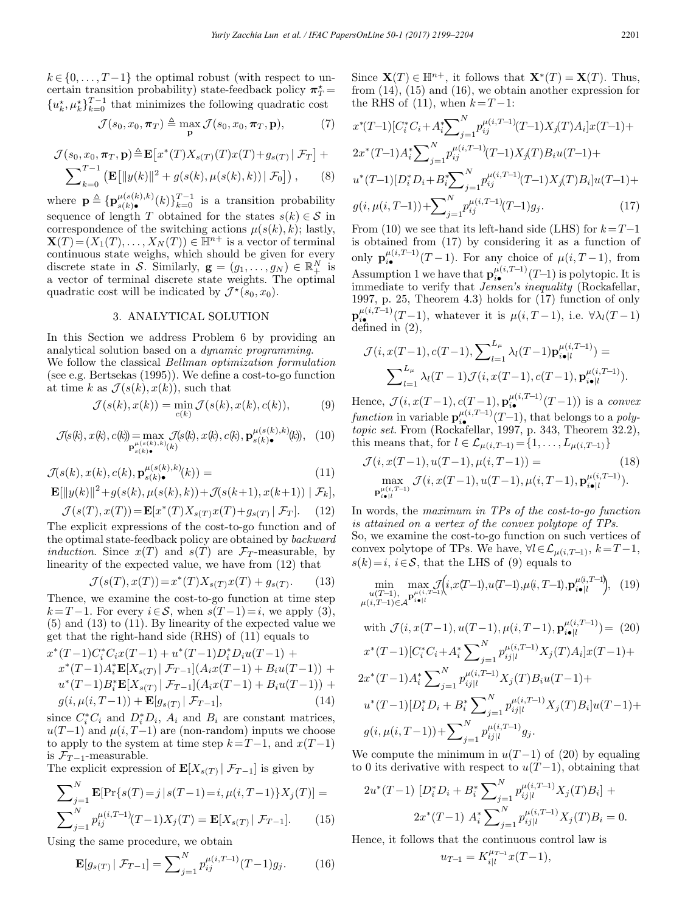$k \in \{0,\dots,T-1\}$ the optimal robust (with respect to uncertain transition probability) state-feedback policy $\boldsymbol{\pi}_T^\star = \{u_k^\star, \mu_k^\star\}_{k=0}^{T-1}$ that minimizes the following quadratic cost

$$\mathcal{J}(s_0, x_0, \boldsymbol{\pi}_T) \triangleq \max_{\mathbf{p}} \mathcal{J}(s_0, x_0, \boldsymbol{\pi}_T, \mathbf{p}), \tag{7}$$

$$\mathcal{J}(s_0, x_0, \boldsymbol{\pi}_T, \mathbf{p}) \triangleq \mathbf{E}\big[x^*(T) X_{s(T)}(T) x(T) + g_{s(T)} \mid \mathcal{F}_T\big] + \sum_{k=0}^{T-1} \left(\mathbf{E}\big[\|y(k)\|^2 + g(s(k), \mu(s(k),k)) \mid \mathcal{F}_0\big]\right), \tag{8}$$

where $\mathbf{p} \triangleq \{\mathbf{p}_{s(k)\bullet}^{\mu(s(k),k)}(k)\}_{k=0}^{T-1}$ is a transition probability sequence of length $T$ obtained for the states $s(k) \in \mathcal{S}$ in correspondence of the switching actions $\mu(s(k),k)$; lastly, $\mathbf{X}(T) = (X_1(T), \dots, X_N(T)) \in \mathbb{H}^{n+}$ is a vector of terminal continuous state weighs, which should be given for every discrete state in $\mathcal{S}$. Similarly, $\mathbf{g} = (g_1, \dots, g_N) \in \mathbb{R}_+^N$ is a vector of terminal discrete state weights. The optimal quadratic cost will be indicated by $\mathcal{J}^\star(s_0, x_0)$.

## 3. ANALYTICAL SOLUTION

In this Section we address Problem 6 by providing an analytical solution based on a *dynamic programming*.

We follow the classical *Bellman optimization formulation* (see e.g. Bertsekas (1995)). We define a cost-to-go function at time $k$ as $\mathcal{J}(s(k), x(k))$, such that

$$\mathcal{J}(s(k), x(k)) = \min_{c(k)} \mathcal{J}(s(k), x(k), c(k)), \tag{9}$$

$$\mathcal{J}(s(k), x(k), c(k)) = \max_{\mathbf{p}_{s(k)\bullet}^{\mu(s(k),k)}(k)} \mathcal{J}(s(k), x(k), c(k), \mathbf{p}_{s(k)\bullet}^{\mu(s(k),k)}(k)), \tag{10}$$

$$\mathcal{J}(s(k), x(k), c(k), \mathbf{p}_{s(k)\bullet}^{\mu(s(k),k)}(k)) = \mathbf{E}[\|y(k)\|^2 + g(s(k), \mu(s(k),k)) + \mathcal{J}(s(k+1), x(k+1)) \mid \mathcal{F}_k], \tag{11}$$

$$\mathcal{J}(s(T), x(T)) = \mathbf{E}[x^*(T) X_{s(T)} x(T) + g_{s(T)} \mid \mathcal{F}_T]. \tag{12}$$

The explicit expressions of the cost-to-go function and of the optimal state-feedback policy are obtained by *backward induction*. Since $x(T)$ and $s(T)$ are $\mathcal{F}_T$-measurable, by linearity of the expected value, we have from (12) that

$$\mathcal{J}(s(T), x(T)) = x^*(T) X_{s(T)} x(T) + g_{s(T)}. \tag{13}$$

Thence, we examine the cost-to-go function at time step $k = T-1$. For every $i \in \mathcal{S}$, when $s(T-1) = i$, we apply (3), (5) and (13) to (11). By linearity of the expected value we get that the right-hand side (RHS) of (11) equals to

$$\begin{aligned}
&x^*(T-1) C_i^* C_i x(T-1) + u^*(T-1) D_i^* D_i u(T-1) + \\
&x^*(T-1) A_i^* \mathbf{E}[X_{s(T)} \mid \mathcal{F}_{T-1}](A_i x(T-1) + B_i u(T-1)) + \\
&u^*(T-1) B_i^* \mathbf{E}[X_{s(T)} \mid \mathcal{F}_{T-1}](A_i x(T-1) + B_i u(T-1)) + \\
&g(i, \mu(i, T-1)) + \mathbf{E}[g_{s(T)} \mid \mathcal{F}_{T-1}],
\end{aligned} \tag{14}$$

since $C_i^* C_i$ and $D_i^* D_i$, $A_i$ and $B_i$ are constant matrices, $u(T-1)$ and $\mu(i, T-1)$ are (non-random) inputs we choose to apply to the system at time step $k = T-1$, and $x(T-1)$ is $\mathcal{F}_{T-1}$-measurable.

The explicit expression of $\mathbf{E}[X_{s(T)} \mid \mathcal{F}_{T-1}]$ is given by

$$\begin{aligned}
&\sum_{j=1}^N \mathbf{E}[\Pr\{s(T) = j \mid s(T-1) = i, \mu(i, T-1)\} X_j(T)] = \\
&\sum_{j=1}^N p_{ij}^{\mu(i,T-1)}(T-1) X_j(T) = \mathbf{E}[X_{s(T)} \mid \mathcal{F}_{T-1}].
\end{aligned} \tag{15}$$

Using the same procedure, we obtain

$$\mathbf{E}[g_{s(T)} \mid \mathcal{F}_{T-1}] = \sum_{j=1}^N p_{ij}^{\mu(i,T-1)}(T-1) g_j. \tag{16}$$

Since $\mathbf{X}(T) \in \mathbb{H}^{n+}$, it follows that $\mathbf{X}^*(T) = \mathbf{X}(T)$. Thus, from (14), (15) and (16), we obtain another expression for the RHS of (11), when $k = T-1$:

$$\begin{aligned}
&x^*(T-1)[C_i^* C_i + A_i^* \sum_{j=1}^N p_{ij}^{\mu(i,T-1)}(T-1) X_j(T) A_i] x(T-1) + \\
&2x^*(T-1) A_i^* \sum_{j=1}^N p_{ij}^{\mu(i,T-1)}(T-1) X_j(T) B_i u(T-1) + \\
&u^*(T-1)[D_i^* D_i + B_i^* \sum_{j=1}^N p_{ij}^{\mu(i,T-1)}(T-1) X_j(T) B_i] u(T-1) + \\
&g(i, \mu(i, T-1)) + \sum_{j=1}^N p_{ij}^{\mu(i,T-1)}(T-1) g_j.
\end{aligned} \tag{17}$$

From (10) we see that its left-hand side (LHS) for $k = T-1$ is obtained from (17) by considering it as a function of only $\mathbf{p}_{i\bullet}^{\mu(i,T-1)}(T-1)$. For any choice of $\mu(i, T-1)$, from Assumption 1 we have that $\mathbf{p}_{i\bullet}^{\mu(i,T-1)}(T-1)$ is polytopic. It is immediate to verify that *Jensen's inequality* (Rockafellar, 1997, p. 25, Theorem 4.3) holds for (17) function of only $\mathbf{p}_{i\bullet}^{\mu(i,T-1)}(T-1)$, whatever it is $\mu(i, T-1)$, i.e. $\forall \lambda_l(T-1)$ defined in (2),

$$\begin{aligned}
&\mathcal{J}(i, x(T-1), c(T-1), \sum_{l=1}^{L_\mu} \lambda_l(T-1) \mathbf{p}_{i\bullet|l}^{\mu(i,T-1)}) = \\
&\sum_{l=1}^{L_\mu} \lambda_l(T-1) \mathcal{J}(i, x(T-1), c(T-1), \mathbf{p}_{i\bullet|l}^{\mu(i,T-1)}).
\end{aligned}$$

Hence, $\mathcal{J}(i, x(T-1), c(T-1), \mathbf{p}_{i\bullet}^{\mu(i,T-1)}(T-1))$ is a *convex function* in variable $\mathbf{p}_{i\bullet}^{\mu(i,T-1)}(T-1)$, that belongs to a *polytopic set*. From (Rockafellar, 1997, p. 343, Theorem 32.2), this means that, for $l \in \mathcal{L}_{\mu(i,T-1)} = \{1, \dots, L_{\mu(i,T-1)}\}$

$$\begin{aligned}
&\mathcal{J}(i, x(T-1), u(T-1), \mu(i, T-1)) = \\
&\max_{\mathbf{p}_{i\bullet|l}^{\mu(i,T-1)}} \mathcal{J}(i, x(T-1), u(T-1), \mu(i, T-1), \mathbf{p}_{i\bullet|l}^{\mu(i,T-1)}).
\end{aligned} \tag{18}$$

In words, the *maximum in TPs of the cost-to-go function is attained on a vertex of the convex polytope of TPs*.

So, we examine the cost-to-go function on such vertices of convex polytope of TPs. We have, $\forall l \in \mathcal{L}_{\mu(i,T-1)}$, $k = T-1$, $s(k) = i$, $i \in \mathcal{S}$, that the LHS of (9) equals to

$$\min_{\substack{u(T-1), \\ \mu(i,T-1) \in \mathcal{A}}} \max_{\mathbf{p}_{i\bullet|l}^{\mu(i,T-1)}} \mathcal{J}\Big(i, x(T-1), u(T-1), \mu(i, T-1), \mathbf{p}_{i\bullet|l}^{\mu(i,T-1)}\Big), \tag{19}$$

$$\begin{aligned}
&\text{with } \mathcal{J}(i, x(T-1), u(T-1), \mu(i, T-1), \mathbf{p}_{i\bullet|l}^{\mu(i,T-1)}) = \\
&x^*(T-1)[C_i^* C_i + A_i^* \sum_{j=1}^N p_{ij|l}^{\mu(i,T-1)} X_j(T) A_i] x(T-1) + \\
&2x^*(T-1) A_i^* \sum_{j=1}^N p_{ij|l}^{\mu(i,T-1)} X_j(T) B_i u(T-1) + \\
&u^*(T-1)[D_i^* D_i + B_i^* \sum_{j=1}^N p_{ij|l}^{\mu(i,T-1)} X_j(T) B_i] u(T-1) + \\
&g(i, \mu(i, T-1)) + \sum_{j=1}^N p_{ij|l}^{\mu(i,T-1)} g_j.
\end{aligned} \tag{20}$$

We compute the minimum in $u(T-1)$ of (20) by equaling to 0 its derivative with respect to $u(T-1)$, obtaining that

$$\begin{aligned}
&2u^*(T-1)\ [D_i^* D_i + B_i^* \sum_{j=1}^N p_{ij|l}^{\mu(i,T-1)} X_j(T) B_i] + \\
&2x^*(T-1)\ A_i^* \sum_{j=1}^N p_{ij|l}^{\mu(i,T-1)} X_j(T) B_i = 0.
\end{aligned}$$

Hence, it follows that the continuous control law is

$$u_{T-1} = K_{i|l}^{\mu_{T-1}} x(T-1),$$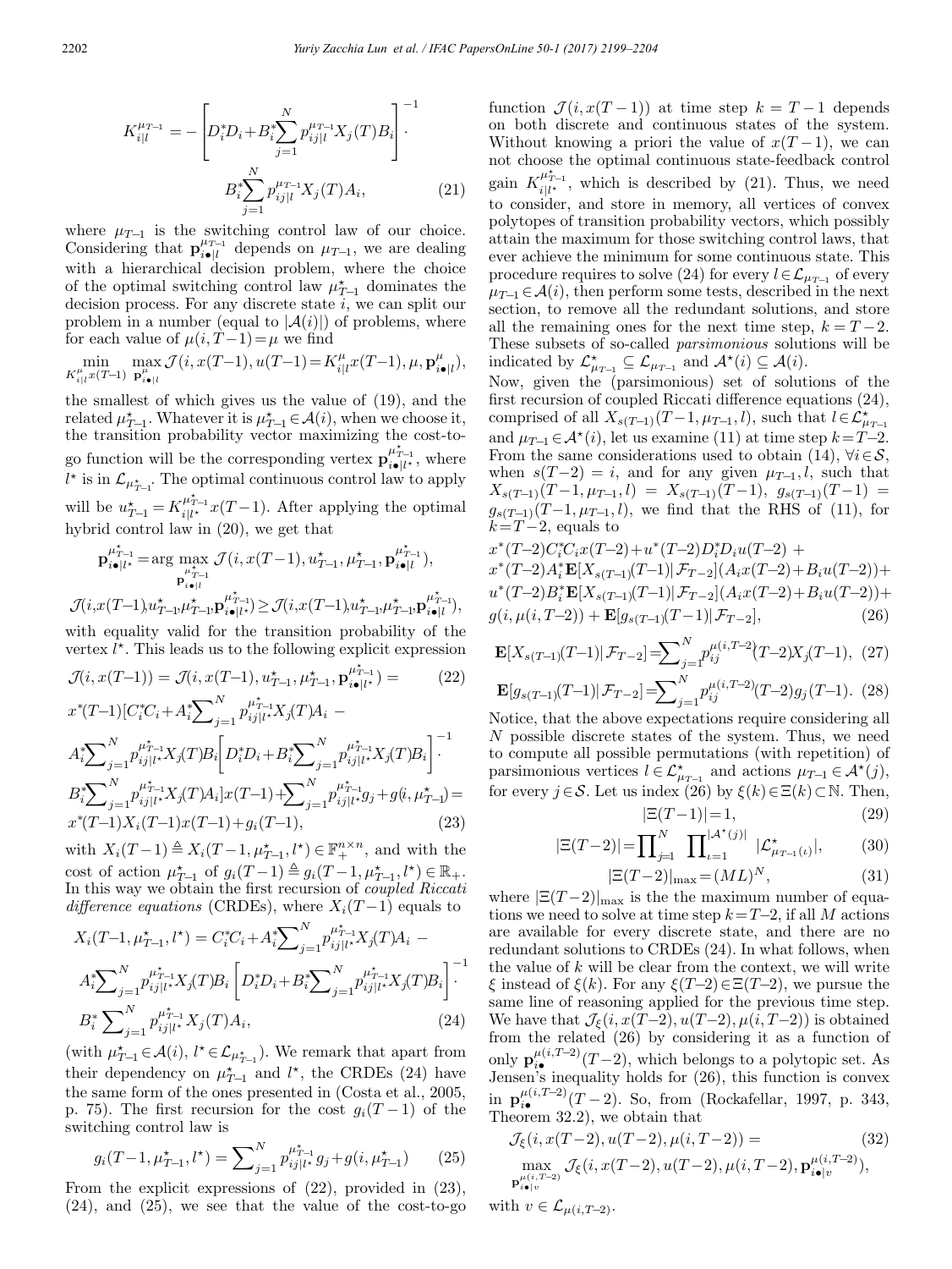$$K_{i|l}^{\mu_{T-1}} = -\left[D_i^* D_i + B_i^* \sum_{j=1}^{N} p_{ij|l}^{\mu_{T-1}} X_j(T) B_i\right]^{-1} \cdot B_i^* \sum_{j=1}^{N} p_{ij|l}^{\mu_{T-1}} X_j(T) A_i, \tag{21}$$

where $\mu_{T-1}$ is the switching control law of our choice. Considering that $\mathbf{p}_{i\bullet|l}^{\mu_{T-1}}$ depends on $\mu_{T-1}$, we are dealing with a hierarchical decision problem, where the choice of the optimal switching control law $\mu_{T-1}^\star$ dominates the decision process. For any discrete state $i$, we can split our problem in a number (equal to $|\mathcal{A}(i)|$) of problems, where for each value of $\mu(i,T-1)=\mu$ we find

$$\min_{K_{i|l}^{\mu} x(T-1)} \max_{\mathbf{p}_{i\bullet|l}^{\mu}} \mathcal{J}(i, x(T-1), u(T-1)=K_{i|l}^{\mu} x(T-1), \mu, \mathbf{p}_{i\bullet|l}^{\mu}),$$

the smallest of which gives us the value of (19), and the related $\mu_{T-1}^\star$. Whatever it is $\mu_{T-1}^\star \in \mathcal{A}(i)$, when we choose it, the transition probability vector maximizing the cost-to-go function will be the corresponding vertex $\mathbf{p}_{i\bullet|l^\star}^{\mu_{T-1}^\star}$, where $l^\star$ is in $\mathcal{L}_{\mu_{T-1}^\star}$. The optimal continuous control law to apply will be $u_{T-1}^\star = K_{i|l^\star}^{\mu_{T-1}^\star} x(T-1)$. After applying the optimal hybrid control law in (20), we get that

$$\mathbf{p}_{i\bullet|l^\star}^{\mu_{T-1}^\star} = \arg\max_{\mathbf{p}_{i\bullet|l}^{\mu_{T-1}^\star}} \mathcal{J}(i, x(T-1), u_{T-1}^\star, \mu_{T-1}^\star, \mathbf{p}_{i\bullet|l}^{\mu_{T-1}^\star}),$$

$$\mathcal{J}(i,x(T-1),u_{T-1}^\star,\mu_{T-1}^\star,\mathbf{p}_{i\bullet|l^\star}^{\mu_{T-1}^\star}) \geq \mathcal{J}(i,x(T-1),u_{T-1}^\star,\mu_{T-1}^\star,\mathbf{p}_{i\bullet|l}^{\mu_{T-1}^\star}),$$

with equality valid for the transition probability of the vertex $l^\star$. This leads us to the following explicit expression

$$\begin{aligned}
&\mathcal{J}(i, x(T-1)) = \mathcal{J}(i, x(T-1), u_{T-1}^\star, \mu_{T-1}^\star, \mathbf{p}_{i\bullet|l^\star}^{\mu_{T-1}^\star}) = \\
&x^*(T-1)\Big[C_i^* C_i + A_i^* \sum_{j=1}^{N} p_{ij|l^\star}^{\mu_{T-1}^\star} X_j(T) A_i \; - \\
&A_i^* \sum_{j=1}^{N} p_{ij|l^\star}^{\mu_{T-1}^\star} X_j(T) B_i \left[D_i^* D_i + B_i^* \sum_{j=1}^{N} p_{ij|l^\star}^{\mu_{T-1}^\star} X_j(T) B_i\right]^{-1} \cdot \\
&B_i^* \sum_{j=1}^{N} p_{ij|l^\star}^{\mu_{T-1}^\star} X_j(T) A_i\Big] x(T-1) + \sum_{j=1}^{N} p_{ij|l^\star}^{\mu_{T-1}^\star} g_j + g(i, \mu_{T-1}^\star) = \\
&x^*(T-1) X_i(T-1) x(T-1) + g_i(T-1),
\end{aligned} \tag{22, 23}$$

with $X_i(T-1) \triangleq X_i(T-1, \mu_{T-1}^\star, l^\star) \in \mathbb{F}_+^{n\times n}$, and with the cost of action $\mu_{T-1}^\star$ of $g_i(T-1) \triangleq g_i(T-1, \mu_{T-1}^\star, l^\star) \in \mathbb{R}_+$. In this way we obtain the first recursion of *coupled Riccati difference equations* (CRDEs), where $X_i(T-1)$ equals to

$$\begin{aligned}
X_i(T-1, \mu_{T-1}^\star, l^\star) = &\; C_i^* C_i + A_i^* \sum_{j=1}^{N} p_{ij|l^\star}^{\mu_{T-1}^\star} X_j(T) A_i \; - \\
&A_i^* \sum_{j=1}^{N} p_{ij|l^\star}^{\mu_{T-1}^\star} X_j(T) B_i \left[D_i^* D_i + B_i^* \sum_{j=1}^{N} p_{ij|l^\star}^{\mu_{T-1}^\star} X_j(T) B_i\right]^{-1} \cdot \\
&B_i^* \sum_{j=1}^{N} p_{ij|l^\star}^{\mu_{T-1}^\star} X_j(T) A_i,
\end{aligned} \tag{24}$$

(with $\mu_{T-1}^\star \in \mathcal{A}(i)$, $l^\star \in \mathcal{L}_{\mu_{T-1}^\star}$). We remark that apart from their dependency on $\mu_{T-1}^\star$ and $l^\star$, the CRDEs (24) have the same form of the ones presented in (Costa et al., 2005, p. 75). The first recursion for the cost $g_i(T-1)$ of the switching control law is

$$g_i(T-1, \mu_{T-1}^\star, l^\star) = \sum_{j=1}^{N} p_{ij|l^\star}^{\mu_{T-1}^\star} g_j + g(i, \mu_{T-1}^\star) \tag{25}$$

From the explicit expressions of (22), provided in (23), (24), and (25), we see that the value of the cost-to-go function $\mathcal{J}(i, x(T-1))$ at time step $k=T-1$ depends on both discrete and continuous states of the system. Without knowing a priori the value of $x(T-1)$, we can not choose the optimal continuous state-feedback control gain $K_{i|l^\star}^{\mu_{T-1}^\star}$, which is described by (21). Thus, we need to consider, and store in memory, all vertices of convex polytopes of transition probability vectors, which possibly attain the maximum for those switching control laws, that ever achieve the minimum for some continuous state. This procedure requires to solve (24) for every $l \in \mathcal{L}_{\mu_{T-1}}$ of every $\mu_{T-1} \in \mathcal{A}(i)$, then perform some tests, described in the next section, to remove all the redundant solutions, and store all the remaining ones for the next time step, $k=T-2$. These subsets of so-called *parsimonious* solutions will be indicated by $\mathcal{L}_{\mu_{T-1}}^\star \subseteq \mathcal{L}_{\mu_{T-1}}$ and $\mathcal{A}^\star(i) \subseteq \mathcal{A}(i)$.

Now, given the (parsimonious) set of solutions of the first recursion of coupled Riccati difference equations (24), comprised of all $X_{s(T-1)}(T-1, \mu_{T-1}, l)$, such that $l \in \mathcal{L}_{\mu_{T-1}}^\star$ and $\mu_{T-1} \in \mathcal{A}^\star(i)$, let us examine (11) at time step $k=T-2$. From the same considerations used to obtain (14), $\forall i \in \mathcal{S}$, when $s(T-2)=i$, and for any given $\mu_{T-1}, l$, such that $X_{s(T-1)}(T-1, \mu_{T-1}, l) = X_{s(T-1)}(T-1)$, $g_{s(T-1)}(T-1) = g_{s(T-1)}(T-1, \mu_{T-1}, l)$, we find that the RHS of (11), for $k=T-2$, equals to

$$\begin{aligned}
&x^*(T-2) C_i^* C_i x(T-2) + u^*(T-2) D_i^* D_i u(T-2) \; + \\
&x^*(T-2) A_i^* \mathbf{E}[X_{s(T-1)}(T-1) | \mathcal{F}_{T-2}] (A_i x(T-2) + B_i u(T-2)) + \\
&u^*(T-2) B_i^* \mathbf{E}[X_{s(T-1)}(T-1) | \mathcal{F}_{T-2}] (A_i x(T-2) + B_i u(T-2)) + \\
&g(i, \mu(i, T-2)) + \mathbf{E}[g_{s(T-1)}(T-1) | \mathcal{F}_{T-2}],
\end{aligned} \tag{26}$$

$$\mathbf{E}[X_{s(T-1)}(T-1) | \mathcal{F}_{T-2}] = \sum_{j=1}^{N} p_{ij}^{\mu(i,T-2)}(T-2) X_j(T-1), \tag{27}$$

$$\mathbf{E}[g_{s(T-1)}(T-1) | \mathcal{F}_{T-2}] = \sum_{j=1}^{N} p_{ij}^{\mu(i,T-2)}(T-2) g_j(T-1). \tag{28}$$

Notice, that the above expectations require considering all $N$ possible discrete states of the system. Thus, we need to compute all possible permutations (with repetition) of parsimonious vertices $l \in \mathcal{L}_{\mu_{T-1}}^\star$ and actions $\mu_{T-1} \in \mathcal{A}^\star(j)$, for every $j \in \mathcal{S}$. Let us index (26) by $\xi(k) \in \Xi(k) \subset \mathbb{N}$. Then,

$$|\Xi(T-1)| = 1, \tag{29}$$

$$|\Xi(T-2)| = \prod_{j=1}^{N} \prod_{\iota=1}^{|\mathcal{A}^\star(j)|} |\mathcal{L}_{\mu_{T-1}(\iota)}^\star|, \tag{30}$$

$$|\Xi(T-2)|_{\max} = (ML)^N, \tag{31}$$

where $|\Xi(T-2)|_{\max}$ is the the maximum number of equations we need to solve at time step $k=T-2$, if all $M$ actions are available for every discrete state, and there are no redundant solutions to CRDEs (24). In what follows, when the value of $k$ will be clear from the context, we will write $\xi$ instead of $\xi(k)$. For any $\xi(T-2) \in \Xi(T-2)$, we pursue the same line of reasoning applied for the previous time step. We have that $\mathcal{J}_\xi(i, x(T-2), u(T-2), \mu(i, T-2))$ is obtained from the related (26) by considering it as a function of only $\mathbf{p}_{i\bullet}^{\mu(i,T-2)}(T-2)$, which belongs to a polytopic set. As Jensen's inequality holds for (26), this function is convex in $\mathbf{p}_{i\bullet}^{\mu(i,T-2)}(T-2)$. So, from (Rockafellar, 1997, p. 343, Theorem 32.2), we obtain that

$$\begin{aligned}
&\mathcal{J}_\xi(i, x(T-2), u(T-2), \mu(i, T-2)) = \\
&\max_{\mathbf{p}_{i\bullet|v}^{\mu(i,T-2)}} \mathcal{J}_\xi(i, x(T-2), u(T-2), \mu(i, T-2), \mathbf{p}_{i\bullet|v}^{\mu(i,T-2)}),
\end{aligned} \tag{32}$$

with $v \in \mathcal{L}_{\mu(i,T-2)}$.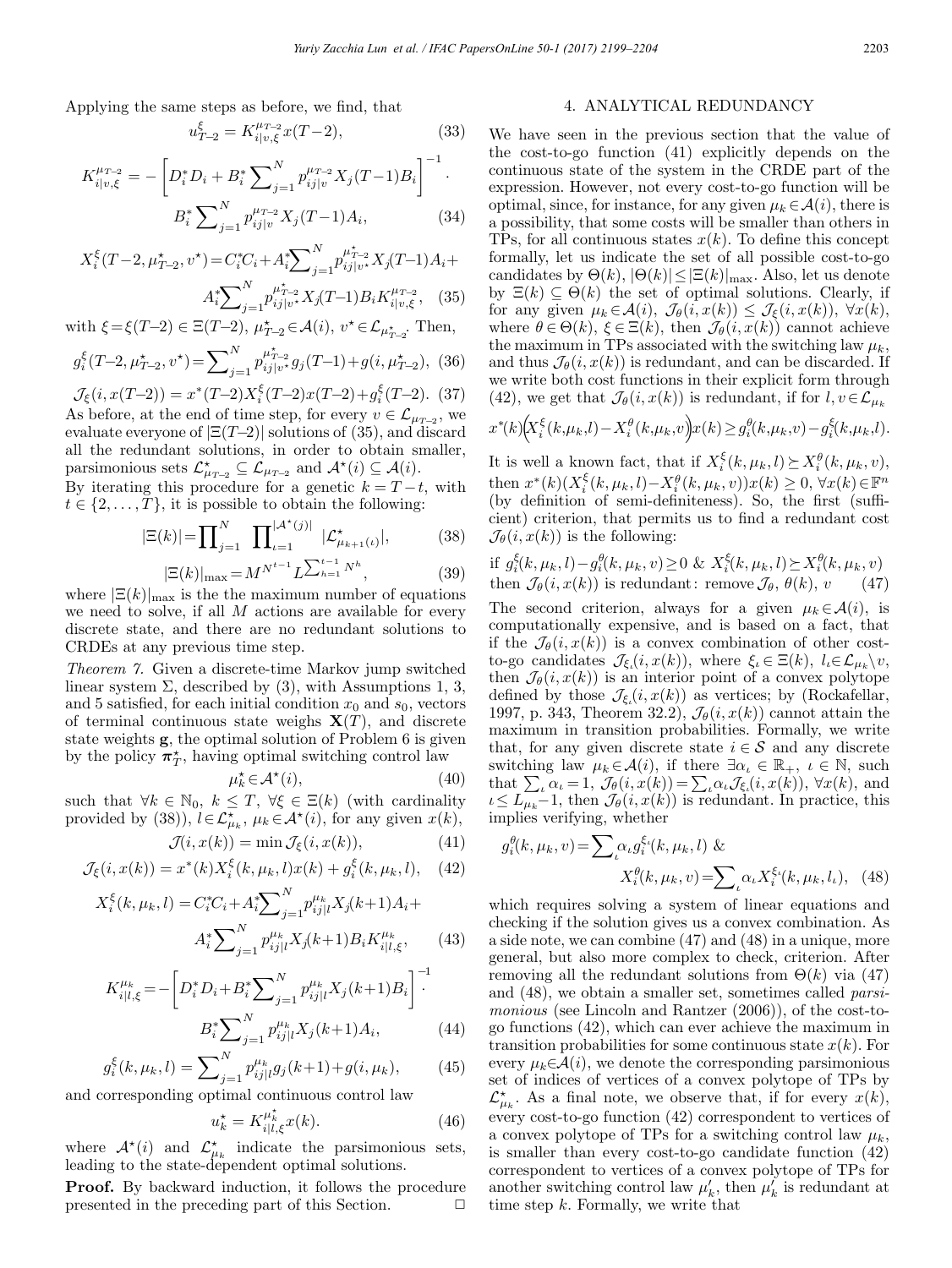Applying the same steps as before, we find, that

$$u^{\xi}_{T-2} = K^{\mu_{T-2}}_{i|v,\xi} x(T-2), \tag{33}$$

$$K^{\mu_{T-2}}_{i|v,\xi} = -\left[D_i^* D_i + B_i^* \sum_{j=1}^{N} p^{\mu_{T-2}}_{ij|v} X_j(T-1) B_i\right]^{-1} \cdot B_i^* \sum_{j=1}^{N} p^{\mu_{T-2}}_{ij|v} X_j(T-1) A_i, \tag{34}$$

$$X^{\xi}_i(T-2, \mu^\star_{T-2}, v^\star) = C_i^* C_i + A_i^* \sum_{j=1}^{N} p^{\mu^\star_{T-2}}_{ij|v^\star} X_j(T-1) A_i + A_i^* \sum_{j=1}^{N} p^{\mu^\star_{T-2}}_{ij|v^\star} X_j(T-1) B_i K^{\mu_{T-2}}_{i|v,\xi}, \tag{35}$$

with $\xi = \xi(T-2) \in \Xi(T-2)$, $\mu^\star_{T-2} \in \mathcal{A}(i)$, $v^\star \in \mathcal{L}_{\mu^\star_{T-2}}$. Then,

$$g^{\xi}_i(T-2, \mu^\star_{T-2}, v^\star) = \sum_{j=1}^{N} p^{\mu^\star_{T-2}}_{ij|v^\star} g_j(T-1) + g(i, \mu^\star_{T-2}), \tag{36}$$

$$\mathcal{J}_\xi(i, x(T-2)) = x^*(T-2) X^{\xi}_i(T-2) x(T-2) + g^{\xi}_i(T-2). \tag{37}$$

As before, at the end of time step, for every $v \in \mathcal{L}_{\mu_{T-2}}$, we evaluate everyone of $|\Xi(T-2)|$ solutions of (35), and discard all the redundant solutions, in order to obtain smaller, parsimonious sets $\mathcal{L}^\star_{\mu_{T-2}} \subseteq \mathcal{L}_{\mu_{T-2}}$ and $\mathcal{A}^\star(i) \subseteq \mathcal{A}(i)$.

By iterating this procedure for a genetic $k = T - t$, with $t \in \{2, \ldots, T\}$, it is possible to obtain the following:

$$|\Xi(k)| = \prod_{j=1}^{N} \prod_{\iota=1}^{|\mathcal{A}^\star(j)|} |\mathcal{L}^\star_{\mu_{k+1}(\iota)}|, \tag{38}$$

$$|\Xi(k)|_{\max} = M^{N^{t-1}} L^{\sum_{h=1}^{t-1} N^h}, \tag{39}$$

where $|\Xi(k)|_{\max}$ is the the maximum number of equations we need to solve, if all $M$ actions are available for every discrete state, and there are no redundant solutions to CRDEs at any previous time step.

*Theorem 7.* Given a discrete-time Markov jump switched linear system $\Sigma$, described by (3), with Assumptions 1, 3, and 5 satisfied, for each initial condition $x_0$ and $s_0$, vectors of terminal continuous state weighs $\mathbf{X}(T)$, and discrete state weights $\mathbf{g}$, the optimal solution of Problem 6 is given by the policy $\boldsymbol{\pi}^\star_T$, having optimal switching control law

$$\mu^\star_k \in \mathcal{A}^\star(i), \tag{40}$$

such that $\forall k \in \mathbb{N}_0$, $k \leq T$, $\forall \xi \in \Xi(k)$ (with cardinality provided by (38)), $l \in \mathcal{L}^\star_{\mu_k}$, $\mu_k \in \mathcal{A}^\star(i)$, for any given $x(k)$,

$$\mathcal{J}(i, x(k)) = \min \mathcal{J}_\xi(i, x(k)), \tag{41}$$

$$\mathcal{J}_\xi(i, x(k)) = x^*(k) X^{\xi}_i(k, \mu_k, l) x(k) + g^{\xi}_i(k, \mu_k, l), \tag{42}$$

$$X^{\xi}_i(k, \mu_k, l) = C_i^* C_i + A_i^* \sum_{j=1}^{N} p^{\mu_k}_{ij|l} X_j(k+1) A_i + A_i^* \sum_{j=1}^{N} p^{\mu_k}_{ij|l} X_j(k+1) B_i K^{\mu_k}_{i|l,\xi}, \tag{43}$$

$$K^{\mu_k}_{i|l,\xi} = -\left[D_i^* D_i + B_i^* \sum_{j=1}^{N} p^{\mu_k}_{ij|l} X_j(k+1) B_i\right]^{-1} \cdot B_i^* \sum_{j=1}^{N} p^{\mu_k}_{ij|l} X_j(k+1) A_i, \tag{44}$$

$$g^{\xi}_i(k, \mu_k, l) = \sum_{j=1}^{N} p^{\mu_k}_{ij|l} g_j(k+1) + g(i, \mu_k), \tag{45}$$

and corresponding optimal continuous control law

$$u^\star_k = K^{\mu^\star_k}_{i|l,\xi} x(k). \tag{46}$$

where $\mathcal{A}^\star(i)$ and $\mathcal{L}^\star_{\mu_k}$ indicate the parsimonious sets, leading to the state-dependent optimal solutions.

**Proof.** By backward induction, it follows the procedure presented in the preceding part of this Section. □

## 4. ANALYTICAL REDUNDANCY

We have seen in the previous section that the value of the cost-to-go function (41) explicitly depends on the continuous state of the system in the CRDE part of the expression. However, not every cost-to-go function will be optimal, since, for instance, for any given $\mu_k \in \mathcal{A}(i)$, there is a possibility, that some costs will be smaller than others in TPs, for all continuous states $x(k)$. To define this concept formally, let us indicate the set of all possible cost-to-go candidates by $\Theta(k)$, $|\Theta(k)| \leq |\Xi(k)|_{\max}$. Also, let us denote by $\Xi(k) \subseteq \Theta(k)$ the set of optimal solutions. Clearly, if for any given $\mu_k \in \mathcal{A}(i)$, $\mathcal{J}_\theta(i, x(k)) \leq \mathcal{J}_\xi(i, x(k))$, $\forall x(k)$, where $\theta \in \Theta(k)$, $\xi \in \Xi(k)$, then $\mathcal{J}_\theta(i, x(k))$ cannot achieve the maximum in TPs associated with the switching law $\mu_k$, and thus $\mathcal{J}_\theta(i, x(k))$ is redundant, and can be discarded. If we write both cost functions in their explicit form through (42), we get that $\mathcal{J}_\theta(i, x(k))$ is redundant, if for $l, v \in \mathcal{L}_{\mu_k}$

$$x^*(k)\Big(X^{\xi}_i(k, \mu_k, l) - X^{\theta}_i(k, \mu_k, v)\Big)x(k) \geq g^{\theta}_i(k, \mu_k, v) - g^{\xi}_i(k, \mu_k, l).$$

It is well a known fact, that if $X^{\xi}_i(k, \mu_k, l) \succeq X^{\theta}_i(k, \mu_k, v)$, then $x^*(k)(X^{\xi}_i(k, \mu_k, l) - X^{\theta}_i(k, \mu_k, v))x(k) \geq 0$, $\forall x(k) \in \mathbb{F}^n$ (by definition of semi-definiteness). So, the first (sufficient) criterion, that permits us to find a redundant cost $\mathcal{J}_\theta(i, x(k))$ is the following:

$$\text{if } g^{\xi}_i(k, \mu_k, l) - g^{\theta}_i(k, \mu_k, v) \geq 0 \ \& \ X^{\xi}_i(k, \mu_k, l) \succeq X^{\theta}_i(k, \mu_k, v)$$
$$\text{then } \mathcal{J}_\theta(i, x(k)) \text{ is redundant: remove } \mathcal{J}_\theta,\ \theta(k),\ v \tag{47}$$

The second criterion, always for a given $\mu_k \in \mathcal{A}(i)$, is computationally expensive, and is based on a fact, that if the $\mathcal{J}_\theta(i, x(k))$ is a convex combination of other cost-to-go candidates $\mathcal{J}_{\xi_\iota}(i, x(k))$, where $\xi_\iota \in \Xi(k)$, $l_\iota \in \mathcal{L}_{\mu_k} \backslash v$, then $\mathcal{J}_\theta(i, x(k))$ is an interior point of a convex polytope defined by those $\mathcal{J}_{\xi_\iota}(i, x(k))$ as vertices; by (Rockafellar, 1997, p. 343, Theorem 32.2), $\mathcal{J}_\theta(i, x(k))$ cannot attain the maximum in transition probabilities. Formally, we write that, for any given discrete state $i \in \mathcal{S}$ and any discrete switching law $\mu_k \in \mathcal{A}(i)$, if there $\exists \alpha_\iota \in \mathbb{R}_+$, $\iota \in \mathbb{N}$, such that $\sum_\iota \alpha_\iota = 1$, $\mathcal{J}_\theta(i, x(k)) = \sum_\iota \alpha_\iota \mathcal{J}_{\xi_\iota}(i, x(k))$, $\forall x(k)$, and $\iota \leq L_{\mu_k} - 1$, then $\mathcal{J}_\theta(i, x(k))$ is redundant. In practice, this implies verifying, whether

$$g^{\theta}_i(k, \mu_k, v) = \sum_\iota \alpha_\iota g^{\xi_\iota}_i(k, \mu_k, l) \ \& \ X^{\theta}_i(k, \mu_k, v) = \sum_\iota \alpha_\iota X^{\xi_\iota}_i(k, \mu_k, l_\iota), \tag{48}$$

which requires solving a system of linear equations and checking if the solution gives us a convex combination. As a side note, we can combine (47) and (48) in a unique, more general, but also more complex to check, criterion. After removing all the redundant solutions from $\Theta(k)$ via (47) and (48), we obtain a smaller set, sometimes called *parsimonious* (see Lincoln and Rantzer (2006)), of the cost-to-go functions (42), which can ever achieve the maximum in transition probabilities for some continuous state $x(k)$. For every $\mu_k \in \mathcal{A}(i)$, we denote the corresponding parsimonious set of indices of vertices of a convex polytope of TPs by $\mathcal{L}^\star_{\mu_k}$. As a final note, we observe that, if for every $x(k)$, every cost-to-go function (42) correspondent to vertices of a convex polytope of TPs for a switching control law $\mu_k$, is smaller than every cost-to-go candidate function (42) correspondent to vertices of a convex polytope of TPs for another switching control law $\mu'_k$, then $\mu'_k$ is redundant at time step $k$. Formally, we write that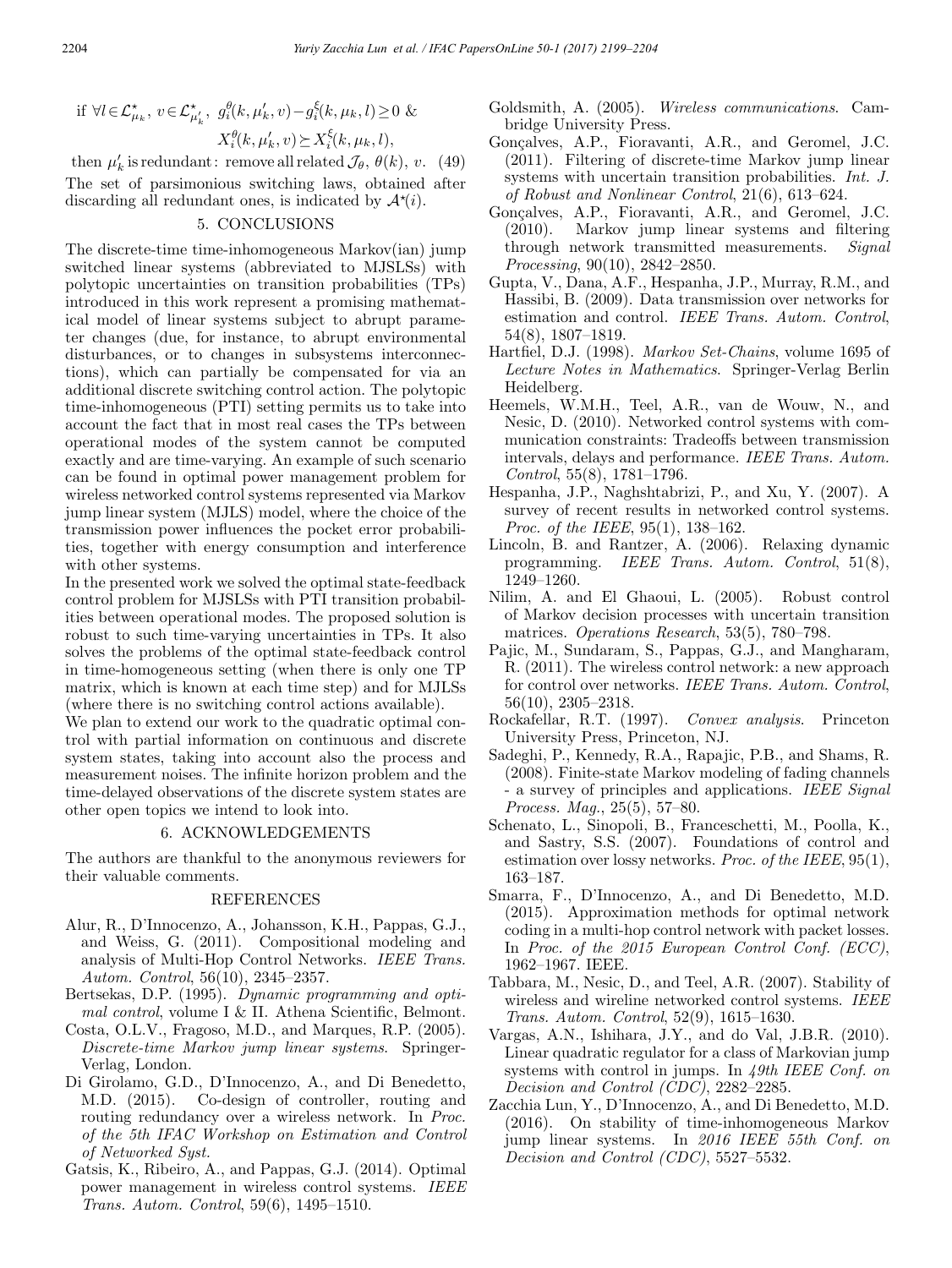$$\text{if } \forall l \in \mathcal{L}^{\star}_{\mu_k},\ v \in \mathcal{L}^{\star}_{\mu'_k},\ g^{\theta}_i(k, \mu'_k, v) - g^{\xi}_i(k, \mu_k, l) \geq 0\ \&$$
$$X^{\theta}_i(k, \mu'_k, v) \succeq X^{\xi}_i(k, \mu_k, l),$$
$$\text{then } \mu'_k \text{ is redundant: remove all related } \mathcal{J}_{\theta},\ \theta(k),\ v. \quad (49)$$

The set of parsimonious switching laws, obtained after discarding all redundant ones, is indicated by $\mathcal{A}^{\star}(i)$.

## 5. CONCLUSIONS

The discrete-time time-inhomogeneous Markov(ian) jump switched linear systems (abbreviated to MJSLSs) with polytopic uncertainties on transition probabilities (TPs) introduced in this work represent a promising mathematical model of linear systems subject to abrupt parameter changes (due, for instance, to abrupt environmental disturbances, or to changes in subsystems interconnections), which can partially be compensated for via an additional discrete switching control action. The polytopic time-inhomogeneous (PTI) setting permits us to take into account the fact that in most real cases the TPs between operational modes of the system cannot be computed exactly and are time-varying. An example of such scenario can be found in optimal power management problem for wireless networked control systems represented via Markov jump linear system (MJLS) model, where the choice of the transmission power influences the pocket error probabilities, together with energy consumption and interference with other systems.

In the presented work we solved the optimal state-feedback control problem for MJSLSs with PTI transition probabilities between operational modes. The proposed solution is robust to such time-varying uncertainties in TPs. It also solves the problems of the optimal state-feedback control in time-homogeneous setting (when there is only one TP matrix, which is known at each time step) and for MJLSs (where there is no switching control actions available).

We plan to extend our work to the quadratic optimal control with partial information on continuous and discrete system states, taking into account also the process and measurement noises. The infinite horizon problem and the time-delayed observations of the discrete system states are other open topics we intend to look into.

## 6. ACKNOWLEDGEMENTS

The authors are thankful to the anonymous reviewers for their valuable comments.

## REFERENCES

Alur, R., D'Innocenzo, A., Johansson, K.H., Pappas, G.J., and Weiss, G. (2011). Compositional modeling and analysis of Multi-Hop Control Networks. *IEEE Trans. Autom. Control*, 56(10), 2345–2357.

Bertsekas, D.P. (1995). *Dynamic programming and optimal control*, volume I & II. Athena Scientific, Belmont.

Costa, O.L.V., Fragoso, M.D., and Marques, R.P. (2005). *Discrete-time Markov jump linear systems*. Springer-Verlag, London.

Di Girolamo, G.D., D'Innocenzo, A., and Di Benedetto, M.D. (2015). Co-design of controller, routing and routing redundancy over a wireless network. In *Proc. of the 5th IFAC Workshop on Estimation and Control of Networked Syst.*

Gatsis, K., Ribeiro, A., and Pappas, G.J. (2014). Optimal power management in wireless control systems. *IEEE Trans. Autom. Control*, 59(6), 1495–1510.

Goldsmith, A. (2005). *Wireless communications*. Cambridge University Press.

Gonçalves, A.P., Fioravanti, A.R., and Geromel, J.C. (2011). Filtering of discrete-time Markov jump linear systems with uncertain transition probabilities. *Int. J. of Robust and Nonlinear Control*, 21(6), 613–624.

Gonçalves, A.P., Fioravanti, A.R., and Geromel, J.C. (2010). Markov jump linear systems and filtering through network transmitted measurements. *Signal Processing*, 90(10), 2842–2850.

Gupta, V., Dana, A.F., Hespanha, J.P., Murray, R.M., and Hassibi, B. (2009). Data transmission over networks for estimation and control. *IEEE Trans. Autom. Control*, 54(8), 1807–1819.

Hartfiel, D.J. (1998). *Markov Set-Chains*, volume 1695 of *Lecture Notes in Mathematics*. Springer-Verlag Berlin Heidelberg.

Heemels, W.M.H., Teel, A.R., van de Wouw, N., and Nesic, D. (2010). Networked control systems with communication constraints: Tradeoffs between transmission intervals, delays and performance. *IEEE Trans. Autom. Control*, 55(8), 1781–1796.

Hespanha, J.P., Naghshtabrizi, P., and Xu, Y. (2007). A survey of recent results in networked control systems. *Proc. of the IEEE*, 95(1), 138–162.

Lincoln, B. and Rantzer, A. (2006). Relaxing dynamic programming. *IEEE Trans. Autom. Control*, 51(8), 1249–1260.

Nilim, A. and El Ghaoui, L. (2005). Robust control of Markov decision processes with uncertain transition matrices. *Operations Research*, 53(5), 780–798.

Pajic, M., Sundaram, S., Pappas, G.J., and Mangharam, R. (2011). The wireless control network: a new approach for control over networks. *IEEE Trans. Autom. Control*, 56(10), 2305–2318.

Rockafellar, R.T. (1997). *Convex analysis*. Princeton University Press, Princeton, NJ.

Sadeghi, P., Kennedy, R.A., Rapajic, P.B., and Shams, R. (2008). Finite-state Markov modeling of fading channels - a survey of principles and applications. *IEEE Signal Process. Mag.*, 25(5), 57–80.

Schenato, L., Sinopoli, B., Franceschetti, M., Poolla, K., and Sastry, S.S. (2007). Foundations of control and estimation over lossy networks. *Proc. of the IEEE*, 95(1), 163–187.

Smarra, F., D'Innocenzo, A., and Di Benedetto, M.D. (2015). Approximation methods for optimal network coding in a multi-hop control network with packet losses. In *Proc. of the 2015 European Control Conf. (ECC)*, 1962–1967. IEEE.

Tabbara, M., Nesic, D., and Teel, A.R. (2007). Stability of wireless and wireline networked control systems. *IEEE Trans. Autom. Control*, 52(9), 1615–1630.

Vargas, A.N., Ishihara, J.Y., and do Val, J.B.R. (2010). Linear quadratic regulator for a class of Markovian jump systems with control in jumps. In *49th IEEE Conf. on Decision and Control (CDC)*, 2282–2285.

Zacchia Lun, Y., D'Innocenzo, A., and Di Benedetto, M.D. (2016). On stability of time-inhomogeneous Markov jump linear systems. In *2016 IEEE 55th Conf. on Decision and Control (CDC)*, 5527–5532.